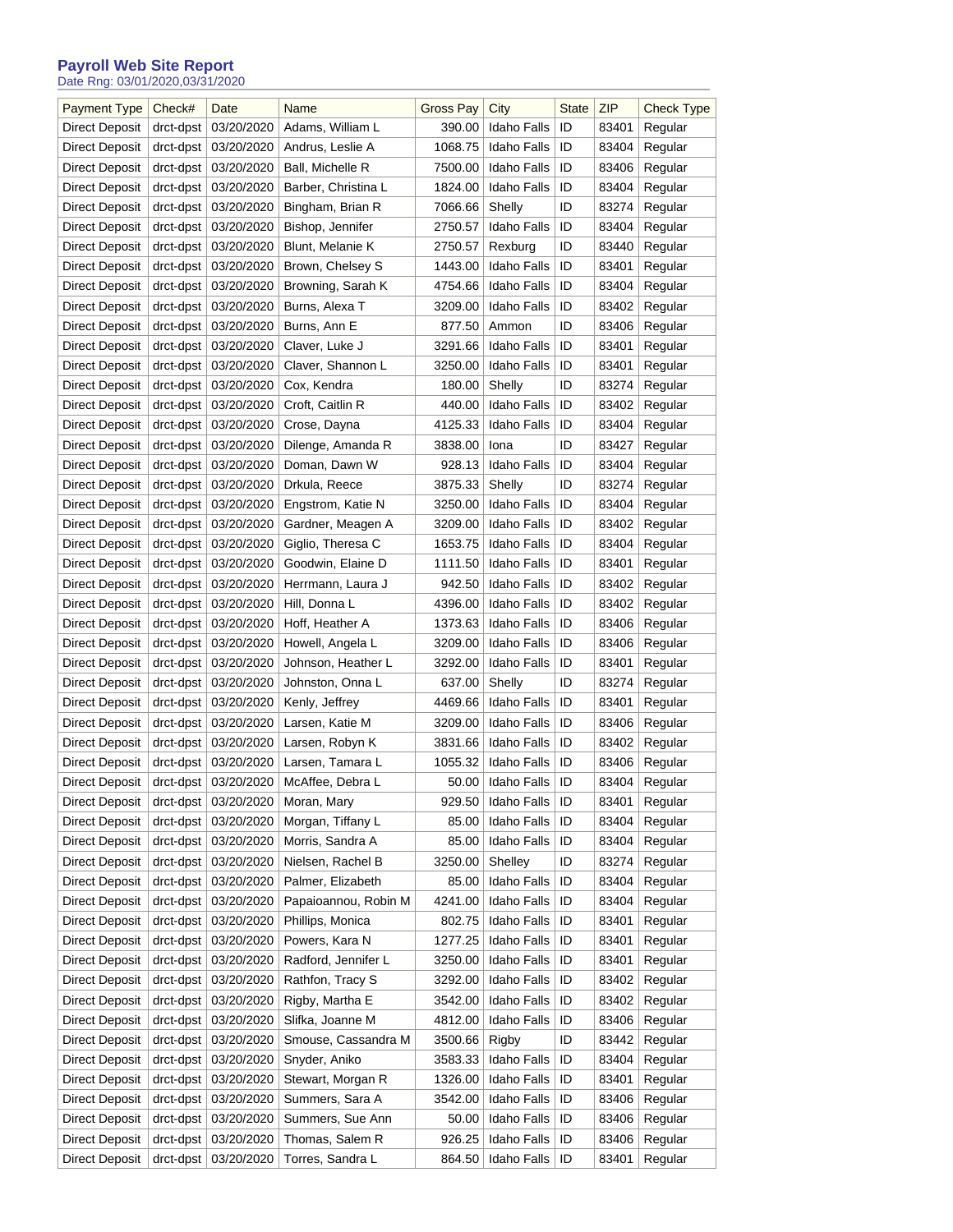## Payroll Web Site Report

Date Rng: 03/01/2020,03/31/2020

| Payment Type | Check# | Date | Name | Gross Pay | City | State | ZIP | Check Type |
|---|---|---|---|---|---|---|---|---|
| Direct Deposit | drct-dpst | 03/20/2020 | Adams, William L | 390.00 | Idaho Falls | ID | 83401 | Regular |
| Direct Deposit | drct-dpst | 03/20/2020 | Andrus, Leslie A | 1068.75 | Idaho Falls | ID | 83404 | Regular |
| Direct Deposit | drct-dpst | 03/20/2020 | Ball, Michelle R | 7500.00 | Idaho Falls | ID | 83406 | Regular |
| Direct Deposit | drct-dpst | 03/20/2020 | Barber, Christina L | 1824.00 | Idaho Falls | ID | 83404 | Regular |
| Direct Deposit | drct-dpst | 03/20/2020 | Bingham, Brian R | 7066.66 | Shelly | ID | 83274 | Regular |
| Direct Deposit | drct-dpst | 03/20/2020 | Bishop, Jennifer | 2750.57 | Idaho Falls | ID | 83404 | Regular |
| Direct Deposit | drct-dpst | 03/20/2020 | Blunt, Melanie K | 2750.57 | Rexburg | ID | 83440 | Regular |
| Direct Deposit | drct-dpst | 03/20/2020 | Brown, Chelsey S | 1443.00 | Idaho Falls | ID | 83401 | Regular |
| Direct Deposit | drct-dpst | 03/20/2020 | Browning, Sarah K | 4754.66 | Idaho Falls | ID | 83404 | Regular |
| Direct Deposit | drct-dpst | 03/20/2020 | Burns, Alexa T | 3209.00 | Idaho Falls | ID | 83402 | Regular |
| Direct Deposit | drct-dpst | 03/20/2020 | Burns, Ann E | 877.50 | Ammon | ID | 83406 | Regular |
| Direct Deposit | drct-dpst | 03/20/2020 | Claver, Luke J | 3291.66 | Idaho Falls | ID | 83401 | Regular |
| Direct Deposit | drct-dpst | 03/20/2020 | Claver, Shannon L | 3250.00 | Idaho Falls | ID | 83401 | Regular |
| Direct Deposit | drct-dpst | 03/20/2020 | Cox, Kendra | 180.00 | Shelly | ID | 83274 | Regular |
| Direct Deposit | drct-dpst | 03/20/2020 | Croft, Caitlin R | 440.00 | Idaho Falls | ID | 83402 | Regular |
| Direct Deposit | drct-dpst | 03/20/2020 | Crose, Dayna | 4125.33 | Idaho Falls | ID | 83404 | Regular |
| Direct Deposit | drct-dpst | 03/20/2020 | Dilenge, Amanda R | 3838.00 | Iona | ID | 83427 | Regular |
| Direct Deposit | drct-dpst | 03/20/2020 | Doman, Dawn W | 928.13 | Idaho Falls | ID | 83404 | Regular |
| Direct Deposit | drct-dpst | 03/20/2020 | Drkula, Reece | 3875.33 | Shelly | ID | 83274 | Regular |
| Direct Deposit | drct-dpst | 03/20/2020 | Engstrom, Katie N | 3250.00 | Idaho Falls | ID | 83404 | Regular |
| Direct Deposit | drct-dpst | 03/20/2020 | Gardner, Meagen A | 3209.00 | Idaho Falls | ID | 83402 | Regular |
| Direct Deposit | drct-dpst | 03/20/2020 | Giglio, Theresa C | 1653.75 | Idaho Falls | ID | 83404 | Regular |
| Direct Deposit | drct-dpst | 03/20/2020 | Goodwin, Elaine D | 1111.50 | Idaho Falls | ID | 83401 | Regular |
| Direct Deposit | drct-dpst | 03/20/2020 | Herrmann, Laura J | 942.50 | Idaho Falls | ID | 83402 | Regular |
| Direct Deposit | drct-dpst | 03/20/2020 | Hill, Donna L | 4396.00 | Idaho Falls | ID | 83402 | Regular |
| Direct Deposit | drct-dpst | 03/20/2020 | Hoff, Heather A | 1373.63 | Idaho Falls | ID | 83406 | Regular |
| Direct Deposit | drct-dpst | 03/20/2020 | Howell, Angela L | 3209.00 | Idaho Falls | ID | 83406 | Regular |
| Direct Deposit | drct-dpst | 03/20/2020 | Johnson, Heather L | 3292.00 | Idaho Falls | ID | 83401 | Regular |
| Direct Deposit | drct-dpst | 03/20/2020 | Johnston, Onna L | 637.00 | Shelly | ID | 83274 | Regular |
| Direct Deposit | drct-dpst | 03/20/2020 | Kenly, Jeffrey | 4469.66 | Idaho Falls | ID | 83401 | Regular |
| Direct Deposit | drct-dpst | 03/20/2020 | Larsen, Katie M | 3209.00 | Idaho Falls | ID | 83406 | Regular |
| Direct Deposit | drct-dpst | 03/20/2020 | Larsen, Robyn K | 3831.66 | Idaho Falls | ID | 83402 | Regular |
| Direct Deposit | drct-dpst | 03/20/2020 | Larsen, Tamara L | 1055.32 | Idaho Falls | ID | 83406 | Regular |
| Direct Deposit | drct-dpst | 03/20/2020 | McAffee, Debra L | 50.00 | Idaho Falls | ID | 83404 | Regular |
| Direct Deposit | drct-dpst | 03/20/2020 | Moran, Mary | 929.50 | Idaho Falls | ID | 83401 | Regular |
| Direct Deposit | drct-dpst | 03/20/2020 | Morgan, Tiffany L | 85.00 | Idaho Falls | ID | 83404 | Regular |
| Direct Deposit | drct-dpst | 03/20/2020 | Morris, Sandra A | 85.00 | Idaho Falls | ID | 83404 | Regular |
| Direct Deposit | drct-dpst | 03/20/2020 | Nielsen, Rachel B | 3250.00 | Shelley | ID | 83274 | Regular |
| Direct Deposit | drct-dpst | 03/20/2020 | Palmer, Elizabeth | 85.00 | Idaho Falls | ID | 83404 | Regular |
| Direct Deposit | drct-dpst | 03/20/2020 | Papaioannou, Robin M | 4241.00 | Idaho Falls | ID | 83404 | Regular |
| Direct Deposit | drct-dpst | 03/20/2020 | Phillips, Monica | 802.75 | Idaho Falls | ID | 83401 | Regular |
| Direct Deposit | drct-dpst | 03/20/2020 | Powers, Kara N | 1277.25 | Idaho Falls | ID | 83401 | Regular |
| Direct Deposit | drct-dpst | 03/20/2020 | Radford, Jennifer L | 3250.00 | Idaho Falls | ID | 83401 | Regular |
| Direct Deposit | drct-dpst | 03/20/2020 | Rathfon, Tracy S | 3292.00 | Idaho Falls | ID | 83402 | Regular |
| Direct Deposit | drct-dpst | 03/20/2020 | Rigby, Martha E | 3542.00 | Idaho Falls | ID | 83402 | Regular |
| Direct Deposit | drct-dpst | 03/20/2020 | Slifka, Joanne M | 4812.00 | Idaho Falls | ID | 83406 | Regular |
| Direct Deposit | drct-dpst | 03/20/2020 | Smouse, Cassandra M | 3500.66 | Rigby | ID | 83442 | Regular |
| Direct Deposit | drct-dpst | 03/20/2020 | Snyder, Aniko | 3583.33 | Idaho Falls | ID | 83404 | Regular |
| Direct Deposit | drct-dpst | 03/20/2020 | Stewart, Morgan R | 1326.00 | Idaho Falls | ID | 83401 | Regular |
| Direct Deposit | drct-dpst | 03/20/2020 | Summers, Sara A | 3542.00 | Idaho Falls | ID | 83406 | Regular |
| Direct Deposit | drct-dpst | 03/20/2020 | Summers, Sue Ann | 50.00 | Idaho Falls | ID | 83406 | Regular |
| Direct Deposit | drct-dpst | 03/20/2020 | Thomas, Salem R | 926.25 | Idaho Falls | ID | 83406 | Regular |
| Direct Deposit | drct-dpst | 03/20/2020 | Torres, Sandra L | 864.50 | Idaho Falls | ID | 83401 | Regular |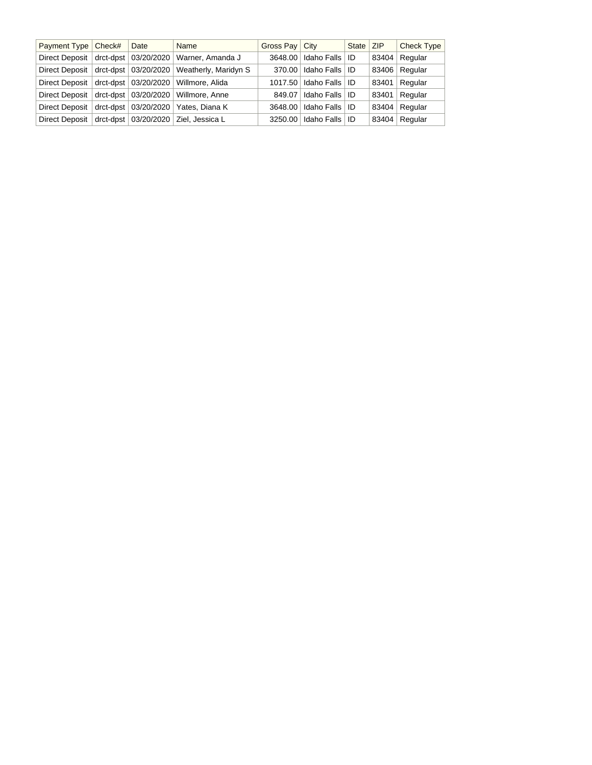| Payment Type | Check# | Date | Name | Gross Pay | City | State | ZIP | Check Type |
|---|---|---|---|---|---|---|---|---|
| Direct Deposit | drct-dpst | 03/20/2020 | Warner, Amanda J | 3648.00 | Idaho Falls | ID | 83404 | Regular |
| Direct Deposit | drct-dpst | 03/20/2020 | Weatherly, Maridyn S | 370.00 | Idaho Falls | ID | 83406 | Regular |
| Direct Deposit | drct-dpst | 03/20/2020 | Willmore, Alida | 1017.50 | Idaho Falls | ID | 83401 | Regular |
| Direct Deposit | drct-dpst | 03/20/2020 | Willmore, Anne | 849.07 | Idaho Falls | ID | 83401 | Regular |
| Direct Deposit | drct-dpst | 03/20/2020 | Yates, Diana K | 3648.00 | Idaho Falls | ID | 83404 | Regular |
| Direct Deposit | drct-dpst | 03/20/2020 | Ziel, Jessica L | 3250.00 | Idaho Falls | ID | 83404 | Regular |